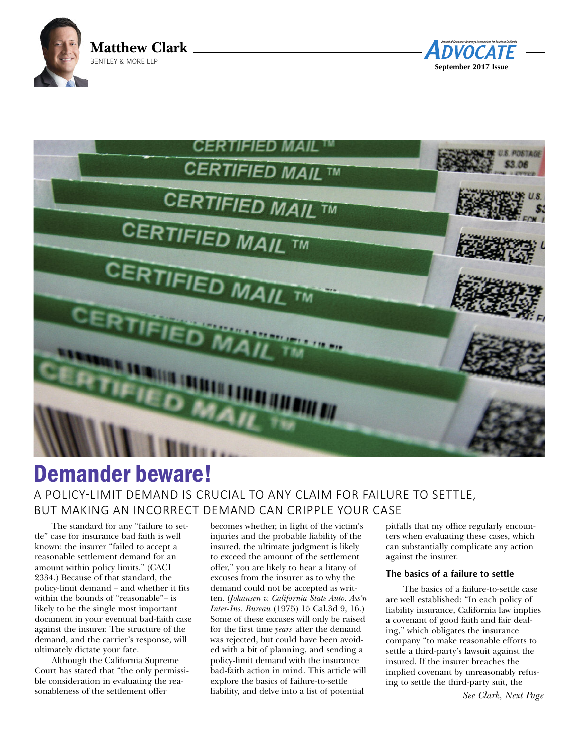Matthew Clark
BENTLEY & MORE LLP

# Demander beware!

## A POLICY-LIMIT DEMAND IS CRUCIAL TO ANY CLAIM FOR FAILURE TO SETTLE, BUT MAKING AN INCORRECT DEMAND CAN CRIPPLE YOUR CASE

The standard for any "failure to settle" case for insurance bad faith is well known: the insurer "failed to accept a reasonable settlement demand for an amount within policy limits." (CACI 2334.) Because of that standard, the policy-limit demand – and whether it fits within the bounds of "reasonable"– is likely to be the single most important document in your eventual bad-faith case against the insurer. The structure of the demand, and the carrier's response, will ultimately dictate your fate.

Although the California Supreme Court has stated that "the only permissible consideration in evaluating the reasonableness of the settlement offer becomes whether, in light of the victim's injuries and the probable liability of the insured, the ultimate judgment is likely to exceed the amount of the settlement offer," you are likely to hear a litany of excuses from the insurer as to why the demand could not be accepted as written. (*Johansen v. California State Auto. Ass'n Inter-Ins. Bureau* (1975) 15 Cal.3d 9, 16.) Some of these excuses will only be raised for the first time *years* after the demand was rejected, but could have been avoided with a bit of planning, and sending a policy-limit demand with the insurance bad-faith action in mind. This article will explore the basics of failure-to-settle liability, and delve into a list of potential pitfalls that my office regularly encounters when evaluating these cases, which can substantially complicate any action against the insurer.

### The basics of a failure to settle

The basics of a failure-to-settle case are well established: "In each policy of liability insurance, California law implies a covenant of good faith and fair dealing," which obligates the insurance company "to make reasonable efforts to settle a third-party's lawsuit against the insured. If the insurer breaches the implied covenant by unreasonably refusing to settle the third-party suit, the

*See Clark, Next Page*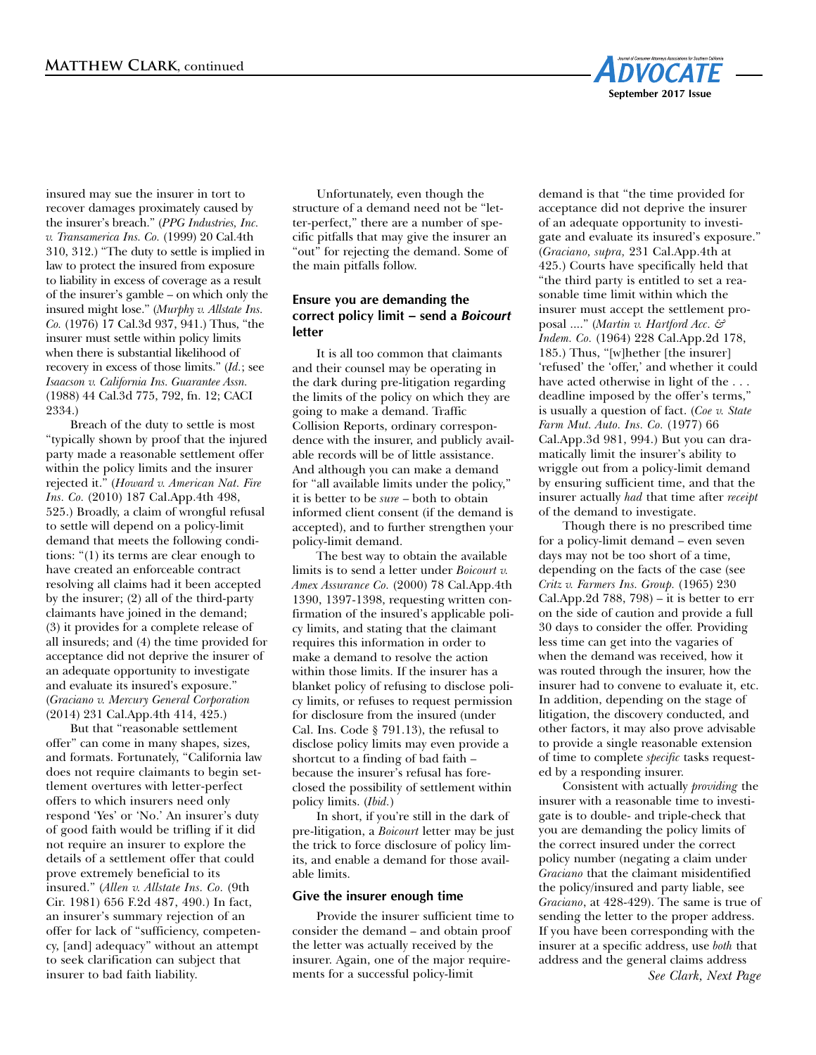insured may sue the insurer in tort to recover damages proximately caused by the insurer's breach." (*PPG Industries, Inc. v. Transamerica Ins. Co.* (1999) 20 Cal.4th 310, 312.) "The duty to settle is implied in law to protect the insured from exposure to liability in excess of coverage as a result of the insurer's gamble – on which only the insured might lose." (*Murphy v. Allstate Ins. Co.* (1976) 17 Cal.3d 937, 941.) Thus, "the insurer must settle within policy limits when there is substantial likelihood of recovery in excess of those limits." (*Id.*; see *Isaacson v. California Ins. Guarantee Assn.* (1988) 44 Cal.3d 775, 792, fn. 12; CACI 2334.)

Breach of the duty to settle is most "typically shown by proof that the injured party made a reasonable settlement offer within the policy limits and the insurer rejected it." (*Howard v. American Nat. Fire Ins. Co.* (2010) 187 Cal.App.4th 498, 525.) Broadly, a claim of wrongful refusal to settle will depend on a policy-limit demand that meets the following conditions: "(1) its terms are clear enough to have created an enforceable contract resolving all claims had it been accepted by the insurer; (2) all of the third-party claimants have joined in the demand; (3) it provides for a complete release of all insureds; and (4) the time provided for acceptance did not deprive the insurer of an adequate opportunity to investigate and evaluate its insured's exposure." (*Graciano v. Mercury General Corporation* (2014) 231 Cal.App.4th 414, 425.)

But that "reasonable settlement offer" can come in many shapes, sizes, and formats. Fortunately, "California law does not require claimants to begin settlement overtures with letter-perfect offers to which insurers need only respond 'Yes' or 'No.' An insurer's duty of good faith would be trifling if it did not require an insurer to explore the details of a settlement offer that could prove extremely beneficial to its insured." (*Allen v. Allstate Ins. Co.* (9th Cir. 1981) 656 F.2d 487, 490.) In fact, an insurer's summary rejection of an offer for lack of "sufficiency, competency, [and] adequacy" without an attempt to seek clarification can subject that insurer to bad faith liability.

Unfortunately, even though the structure of a demand need not be "letter-perfect," there are a number of specific pitfalls that may give the insurer an "out" for rejecting the demand. Some of the main pitfalls follow.

### Ensure you are demanding the correct policy limit – send a *Boicourt* letter

It is all too common that claimants and their counsel may be operating in the dark during pre-litigation regarding the limits of the policy on which they are going to make a demand. Traffic Collision Reports, ordinary correspondence with the insurer, and publicly available records will be of little assistance. And although you can make a demand for "all available limits under the policy," it is better to be *sure* – both to obtain informed client consent (if the demand is accepted), and to further strengthen your policy-limit demand.

The best way to obtain the available limits is to send a letter under *Boicourt v. Amex Assurance Co.* (2000) 78 Cal.App.4th 1390, 1397-1398, requesting written confirmation of the insured's applicable policy limits, and stating that the claimant requires this information in order to make a demand to resolve the action within those limits. If the insurer has a blanket policy of refusing to disclose policy limits, or refuses to request permission for disclosure from the insured (under Cal. Ins. Code § 791.13), the refusal to disclose policy limits may even provide a shortcut to a finding of bad faith – because the insurer's refusal has foreclosed the possibility of settlement within policy limits. (*Ibid.*)

In short, if you're still in the dark of pre-litigation, a *Boicourt* letter may be just the trick to force disclosure of policy limits, and enable a demand for those available limits.

### Give the insurer enough time

Provide the insurer sufficient time to consider the demand – and obtain proof the letter was actually received by the insurer. Again, one of the major requirements for a successful policy-limit demand is that "the time provided for acceptance did not deprive the insurer of an adequate opportunity to investigate and evaluate its insured's exposure." (*Graciano, supra,* 231 Cal.App.4th at 425.) Courts have specifically held that "the third party is entitled to set a reasonable time limit within which the insurer must accept the settlement proposal ...." (*Martin v. Hartford Acc. & Indem. Co.* (1964) 228 Cal.App.2d 178, 185.) Thus, "[w]hether [the insurer] 'refused' the 'offer,' and whether it could have acted otherwise in light of the . . . deadline imposed by the offer's terms," is usually a question of fact. (*Coe v. State Farm Mut. Auto. Ins. Co.* (1977) 66 Cal.App.3d 981, 994.) But you can dramatically limit the insurer's ability to wriggle out from a policy-limit demand by ensuring sufficient time, and that the insurer actually *had* that time after *receipt* of the demand to investigate.

Though there is no prescribed time for a policy-limit demand – even seven days may not be too short of a time, depending on the facts of the case (see *Critz v. Farmers Ins. Group.* (1965) 230 Cal.App.2d 788, 798) – it is better to err on the side of caution and provide a full 30 days to consider the offer. Providing less time can get into the vagaries of when the demand was received, how it was routed through the insurer, how the insurer had to convene to evaluate it, etc. In addition, depending on the stage of litigation, the discovery conducted, and other factors, it may also prove advisable to provide a single reasonable extension of time to complete *specific* tasks requested by a responding insurer.

Consistent with actually *providing* the insurer with a reasonable time to investigate is to double- and triple-check that you are demanding the policy limits of the correct insured under the correct policy number (negating a claim under *Graciano* that the claimant misidentified the policy/insured and party liable, see *Graciano*, at 428-429). The same is true of sending the letter to the proper address. If you have been corresponding with the insurer at a specific address, use *both* that address and the general claims address

*See Clark, Next Page*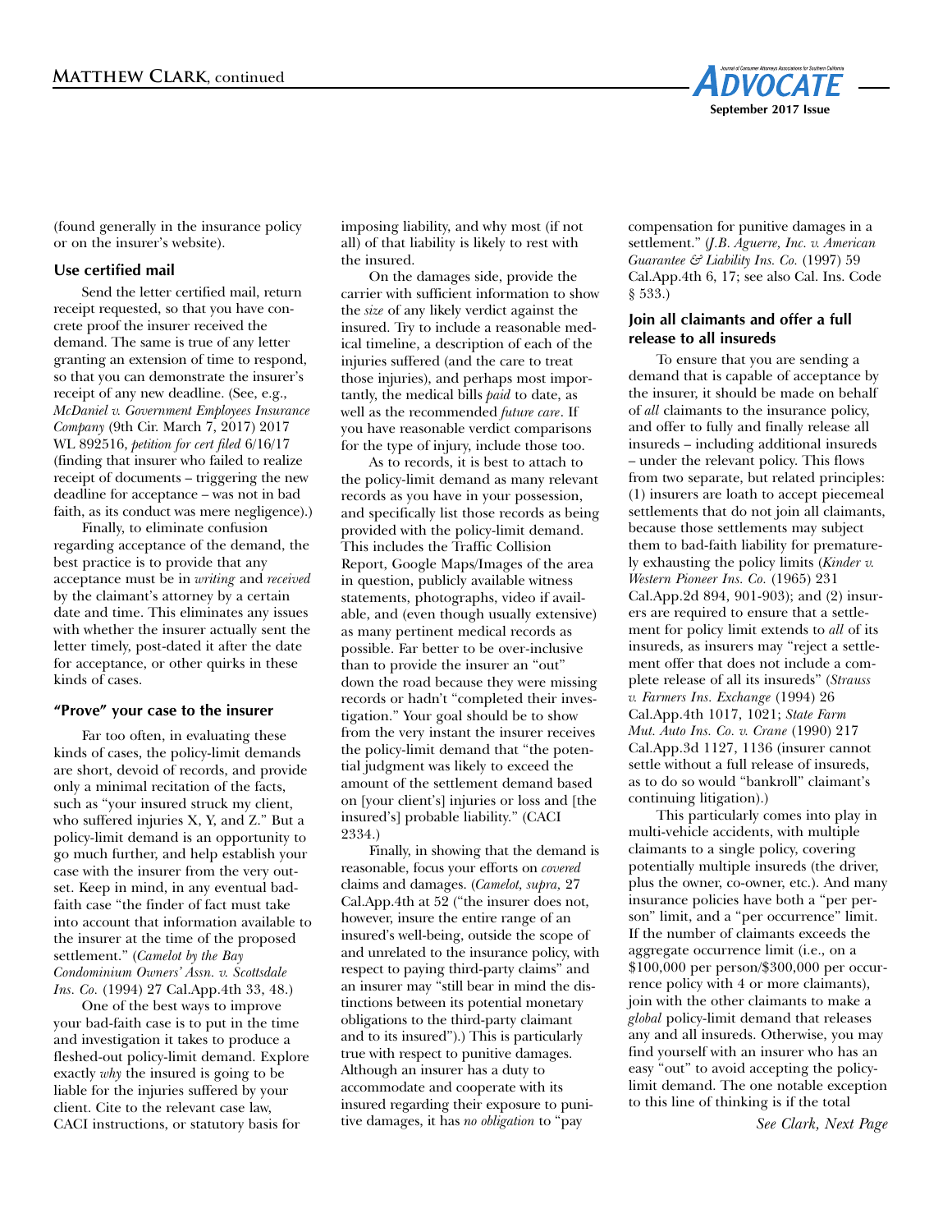(found generally in the insurance policy or on the insurer's website).

### Use certified mail

Send the letter certified mail, return receipt requested, so that you have concrete proof the insurer received the demand. The same is true of any letter granting an extension of time to respond, so that you can demonstrate the insurer's receipt of any new deadline. (See, e.g., *McDaniel v. Government Employees Insurance Company* (9th Cir. March 7, 2017) 2017 WL 892516, *petition for cert filed* 6/16/17 (finding that insurer who failed to realize receipt of documents – triggering the new deadline for acceptance – was not in bad faith, as its conduct was mere negligence).)

Finally, to eliminate confusion regarding acceptance of the demand, the best practice is to provide that any acceptance must be in *writing* and *received* by the claimant's attorney by a certain date and time. This eliminates any issues with whether the insurer actually sent the letter timely, post-dated it after the date for acceptance, or other quirks in these kinds of cases.

### "Prove" your case to the insurer

Far too often, in evaluating these kinds of cases, the policy-limit demands are short, devoid of records, and provide only a minimal recitation of the facts, such as "your insured struck my client, who suffered injuries X, Y, and Z." But a policy-limit demand is an opportunity to go much further, and help establish your case with the insurer from the very outset. Keep in mind, in any eventual bad-faith case "the finder of fact must take into account that information available to the insurer at the time of the proposed settlement." (*Camelot by the Bay Condominium Owners' Assn. v. Scottsdale Ins. Co.* (1994) 27 Cal.App.4th 33, 48.)

One of the best ways to improve your bad-faith case is to put in the time and investigation it takes to produce a fleshed-out policy-limit demand. Explore exactly *why* the insured is going to be liable for the injuries suffered by your client. Cite to the relevant case law, CACI instructions, or statutory basis for imposing liability, and why most (if not all) of that liability is likely to rest with the insured.

On the damages side, provide the carrier with sufficient information to show the *size* of any likely verdict against the insured. Try to include a reasonable medical timeline, a description of each of the injuries suffered (and the care to treat those injuries), and perhaps most importantly, the medical bills *paid* to date, as well as the recommended *future care*. If you have reasonable verdict comparisons for the type of injury, include those too.

As to records, it is best to attach to the policy-limit demand as many relevant records as you have in your possession, and specifically list those records as being provided with the policy-limit demand. This includes the Traffic Collision Report, Google Maps/Images of the area in question, publicly available witness statements, photographs, video if available, and (even though usually extensive) as many pertinent medical records as possible. Far better to be over-inclusive than to provide the insurer an "out" down the road because they were missing records or hadn't "completed their investigation." Your goal should be to show from the very instant the insurer receives the policy-limit demand that "the potential judgment was likely to exceed the amount of the settlement demand based on [your client's] injuries or loss and [the insured's] probable liability." (CACI 2334.)

Finally, in showing that the demand is reasonable, focus your efforts on *covered* claims and damages. (*Camelot, supra,* 27 Cal.App.4th at 52 ("the insurer does not, however, insure the entire range of an insured's well-being, outside the scope of and unrelated to the insurance policy, with respect to paying third-party claims" and an insurer may "still bear in mind the distinctions between its potential monetary obligations to the third-party claimant and to its insured").) This is particularly true with respect to punitive damages. Although an insurer has a duty to accommodate and cooperate with its insured regarding their exposure to punitive damages, it has *no obligation* to "pay compensation for punitive damages in a settlement." (*J.B. Aguerre, Inc. v. American Guarantee & Liability Ins. Co.* (1997) 59 Cal.App.4th 6, 17; see also Cal. Ins. Code § 533.)

### Join all claimants and offer a full release to all insureds

To ensure that you are sending a demand that is capable of acceptance by the insurer, it should be made on behalf of *all* claimants to the insurance policy, and offer to fully and finally release all insureds – including additional insureds – under the relevant policy. This flows from two separate, but related principles: (1) insurers are loath to accept piecemeal settlements that do not join all claimants, because those settlements may subject them to bad-faith liability for prematurely exhausting the policy limits (*Kinder v. Western Pioneer Ins. Co.* (1965) 231 Cal.App.2d 894, 901-903); and (2) insurers are required to ensure that a settlement for policy limit extends to *all* of its insureds, as insurers may "reject a settlement offer that does not include a complete release of all its insureds" (*Strauss v. Farmers Ins. Exchange* (1994) 26 Cal.App.4th 1017, 1021; *State Farm Mut. Auto Ins. Co. v. Crane* (1990) 217 Cal.App.3d 1127, 1136 (insurer cannot settle without a full release of insureds, as to do so would "bankroll" claimant's continuing litigation).)

This particularly comes into play in multi-vehicle accidents, with multiple claimants to a single policy, covering potentially multiple insureds (the driver, plus the owner, co-owner, etc.). And many insurance policies have both a "per person" limit, and a "per occurrence" limit. If the number of claimants exceeds the aggregate occurrence limit (i.e., on a $100,000 per person/$300,000 per occurrence policy with 4 or more claimants), join with the other claimants to make a *global* policy-limit demand that releases any and all insureds. Otherwise, you may find yourself with an insurer who has an easy "out" to avoid accepting the policy-limit demand. The one notable exception to this line of thinking is if the total

*See Clark, Next Page*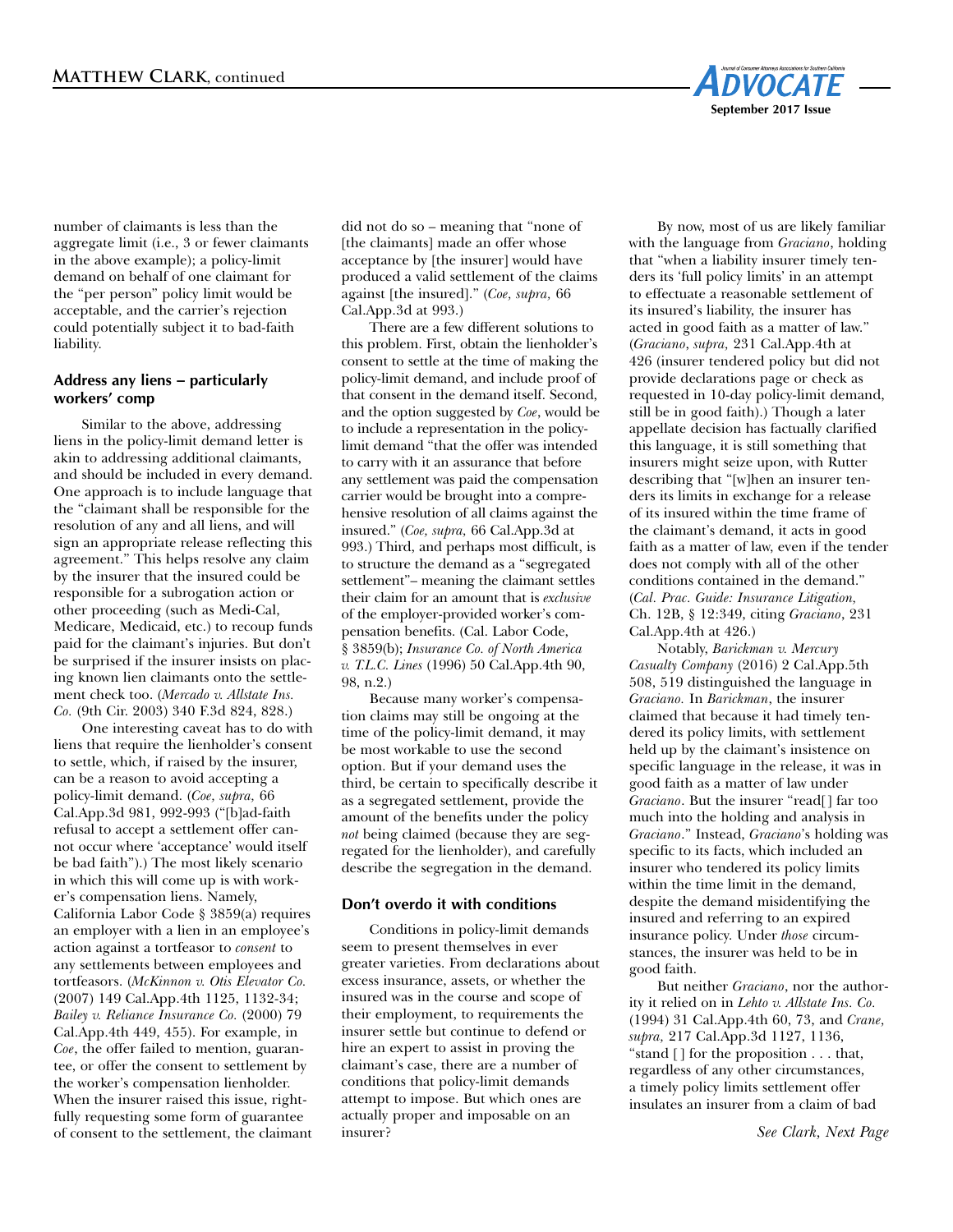number of claimants is less than the aggregate limit (i.e., 3 or fewer claimants in the above example); a policy-limit demand on behalf of one claimant for the "per person" policy limit would be acceptable, and the carrier's rejection could potentially subject it to bad-faith liability.

### Address any liens – particularly workers' comp

Similar to the above, addressing liens in the policy-limit demand letter is akin to addressing additional claimants, and should be included in every demand. One approach is to include language that the "claimant shall be responsible for the resolution of any and all liens, and will sign an appropriate release reflecting this agreement." This helps resolve any claim by the insurer that the insured could be responsible for a subrogation action or other proceeding (such as Medi-Cal, Medicare, Medicaid, etc.) to recoup funds paid for the claimant's injuries. But don't be surprised if the insurer insists on placing known lien claimants onto the settlement check too. (*Mercado v. Allstate Ins. Co.* (9th Cir. 2003) 340 F.3d 824, 828.)

One interesting caveat has to do with liens that require the lienholder's consent to settle, which, if raised by the insurer, can be a reason to avoid accepting a policy-limit demand. (*Coe, supra,* 66 Cal.App.3d 981, 992-993 ("[b]ad-faith refusal to accept a settlement offer cannot occur where 'acceptance' would itself be bad faith").) The most likely scenario in which this will come up is with worker's compensation liens. Namely, California Labor Code § 3859(a) requires an employer with a lien in an employee's action against a tortfeasor to *consent* to any settlements between employees and tortfeasors. (*McKinnon v. Otis Elevator Co.* (2007) 149 Cal.App.4th 1125, 1132-34; *Bailey v. Reliance Insurance Co.* (2000) 79 Cal.App.4th 449, 455). For example, in *Coe*, the offer failed to mention, guarantee, or offer the consent to settlement by the worker's compensation lienholder. When the insurer raised this issue, rightfully requesting some form of guarantee of consent to the settlement, the claimant did not do so – meaning that "none of [the claimants] made an offer whose acceptance by [the insurer] would have produced a valid settlement of the claims against [the insured]." (*Coe, supra,* 66 Cal.App.3d at 993.)

There are a few different solutions to this problem. First, obtain the lienholder's consent to settle at the time of making the policy-limit demand, and include proof of that consent in the demand itself. Second, and the option suggested by *Coe*, would be to include a representation in the policy-limit demand "that the offer was intended to carry with it an assurance that before any settlement was paid the compensation carrier would be brought into a comprehensive resolution of all claims against the insured." (*Coe, supra,* 66 Cal.App.3d at 993.) Third, and perhaps most difficult, is to structure the demand as a "segregated settlement"– meaning the claimant settles their claim for an amount that is *exclusive* of the employer-provided worker's compensation benefits. (Cal. Labor Code, § 3859(b); *Insurance Co. of North America v. T.L.C. Lines* (1996) 50 Cal.App.4th 90, 98, n.2.)

Because many worker's compensation claims may still be ongoing at the time of the policy-limit demand, it may be most workable to use the second option. But if your demand uses the third, be certain to specifically describe it as a segregated settlement, provide the amount of the benefits under the policy *not* being claimed (because they are segregated for the lienholder), and carefully describe the segregation in the demand.

### Don't overdo it with conditions

Conditions in policy-limit demands seem to present themselves in ever greater varieties. From declarations about excess insurance, assets, or whether the insured was in the course and scope of their employment, to requirements the insurer settle but continue to defend or hire an expert to assist in proving the claimant's case, there are a number of conditions that policy-limit demands attempt to impose. But which ones are actually proper and imposable on an insurer?

By now, most of us are likely familiar with the language from *Graciano*, holding that "when a liability insurer timely tenders its 'full policy limits' in an attempt to effectuate a reasonable settlement of its insured's liability, the insurer has acted in good faith as a matter of law." (*Graciano*, *supra,* 231 Cal.App.4th at 426 (insurer tendered policy but did not provide declarations page or check as requested in 10-day policy-limit demand, still be in good faith).) Though a later appellate decision has factually clarified this language, it is still something that insurers might seize upon, with Rutter describing that "[w]hen an insurer tenders its limits in exchange for a release of its insured within the time frame of the claimant's demand, it acts in good faith as a matter of law, even if the tender does not comply with all of the other conditions contained in the demand." (*Cal. Prac. Guide: Insurance Litigation,* Ch. 12B, § 12:349, citing *Graciano*, 231 Cal.App.4th at 426.)

Notably, *Barickman v. Mercury Casualty Company* (2016) 2 Cal.App.5th 508, 519 distinguished the language in *Graciano.* In *Barickman*, the insurer claimed that because it had timely tendered its policy limits, with settlement held up by the claimant's insistence on specific language in the release, it was in good faith as a matter of law under *Graciano*. But the insurer "read[] far too much into the holding and analysis in *Graciano*." Instead, *Graciano*'s holding was specific to its facts, which included an insurer who tendered its policy limits within the time limit in the demand, despite the demand misidentifying the insured and referring to an expired insurance policy. Under *those* circumstances, the insurer was held to be in good faith.

But neither *Graciano*, nor the authority it relied on in *Lehto v. Allstate Ins. Co.* (1994) 31 Cal.App.4th 60, 73, and *Crane, supra,* 217 Cal.App.3d 1127, 1136, "stand [] for the proposition . . . that, regardless of any other circumstances, a timely policy limits settlement offer insulates an insurer from a claim of bad

*See Clark, Next Page*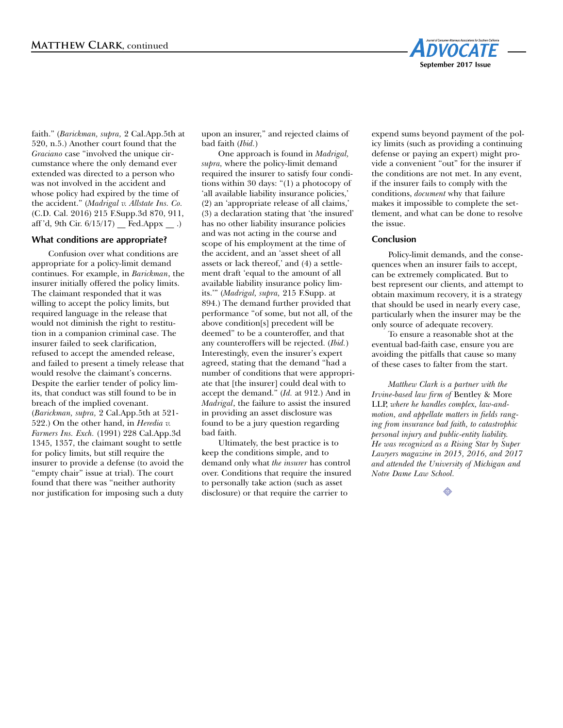faith." (*Barickman, supra,* 2 Cal.App.5th at 520, n.5.) Another court found that the *Graciano* case "involved the unique circumstance where the only demand ever extended was directed to a person who was not involved in the accident and whose policy had expired by the time of the accident." (*Madrigal v. Allstate Ins. Co.* (C.D. Cal. 2016) 215 F.Supp.3d 870, 911, aff'd, 9th Cir. 6/15/17) __ Fed.Appx __ .)

### What conditions are appropriate?

Confusion over what conditions are appropriate for a policy-limit demand continues. For example, in *Barickman*, the insurer initially offered the policy limits. The claimant responded that it was willing to accept the policy limits, but required language in the release that would not diminish the right to restitution in a companion criminal case. The insurer failed to seek clarification, refused to accept the amended release, and failed to present a timely release that would resolve the claimant's concerns. Despite the earlier tender of policy limits, that conduct was still found to be in breach of the implied covenant. (*Barickman, supra,* 2 Cal.App.5th at 521-522.) On the other hand, in *Heredia v. Farmers Ins. Exch.* (1991) 228 Cal.App.3d 1345, 1357, the claimant sought to settle for policy limits, but still require the insurer to provide a defense (to avoid the "empty chair" issue at trial). The court found that there was "neither authority nor justification for imposing such a duty upon an insurer," and rejected claims of bad faith (*Ibid.*)

One approach is found in *Madrigal, supra,* where the policy-limit demand required the insurer to satisfy four conditions within 30 days: "(1) a photocopy of 'all available liability insurance policies,' (2) an 'appropriate release of all claims,' (3) a declaration stating that 'the insured' has no other liability insurance policies and was not acting in the course and scope of his employment at the time of the accident, and an 'asset sheet of all assets or lack thereof,' and (4) a settlement draft 'equal to the amount of all available liability insurance policy limits.'" (*Madrigal, supra,* 215 F.Supp. at 894.) The demand further provided that performance "of some, but not all, of the above condition[s] precedent will be deemed" to be a counteroffer, and that any counteroffers will be rejected. (*Ibid.*) Interestingly, even the insurer's expert agreed, stating that the demand "had a number of conditions that were appropriate that [the insurer] could deal with to accept the demand." (*Id.* at 912.) And in *Madrigal*, the failure to assist the insured in providing an asset disclosure was found to be a jury question regarding bad faith.

Ultimately, the best practice is to keep the conditions simple, and to demand only what *the insurer* has control over. Conditions that require the insured to personally take action (such as asset disclosure) or that require the carrier to expend sums beyond payment of the policy limits (such as providing a continuing defense or paying an expert) might provide a convenient "out" for the insurer if the conditions are not met. In any event, if the insurer fails to comply with the conditions, *document* why that failure makes it impossible to complete the settlement, and what can be done to resolve the issue.

### Conclusion

Policy-limit demands, and the consequences when an insurer fails to accept, can be extremely complicated. But to best represent our clients, and attempt to obtain maximum recovery, it is a strategy that should be used in nearly every case, particularly when the insurer may be the only source of adequate recovery.

To ensure a reasonable shot at the eventual bad-faith case, ensure you are avoiding the pitfalls that cause so many of these cases to falter from the start.

*Matthew Clark is a partner with the Irvine-based law firm of* Bentley & More LLP, *where he handles complex, law-and-motion, and appellate matters in fields ranging from insurance bad faith, to catastrophic personal injury and public-entity liability. He was recognized as a Rising Star by Super Lawyers magazine in 2015, 2016, and 2017 and attended the University of Michigan and Notre Dame Law School.*